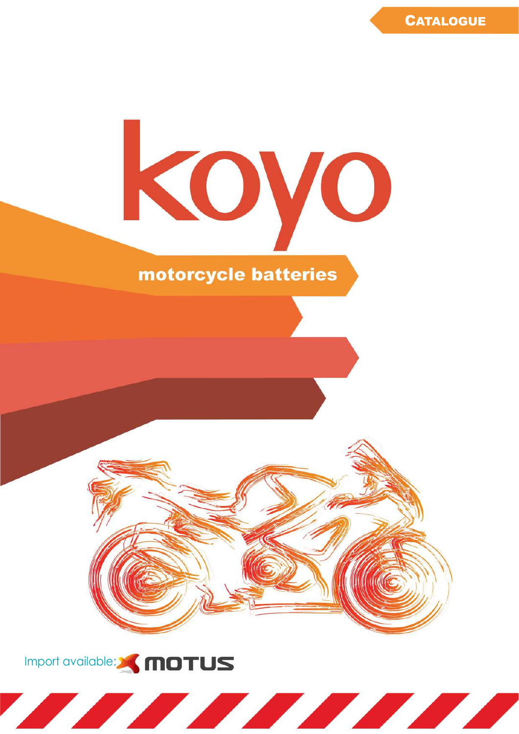CATALOGUE

# koyo

## motorcycle batteries

Import available: MOTUS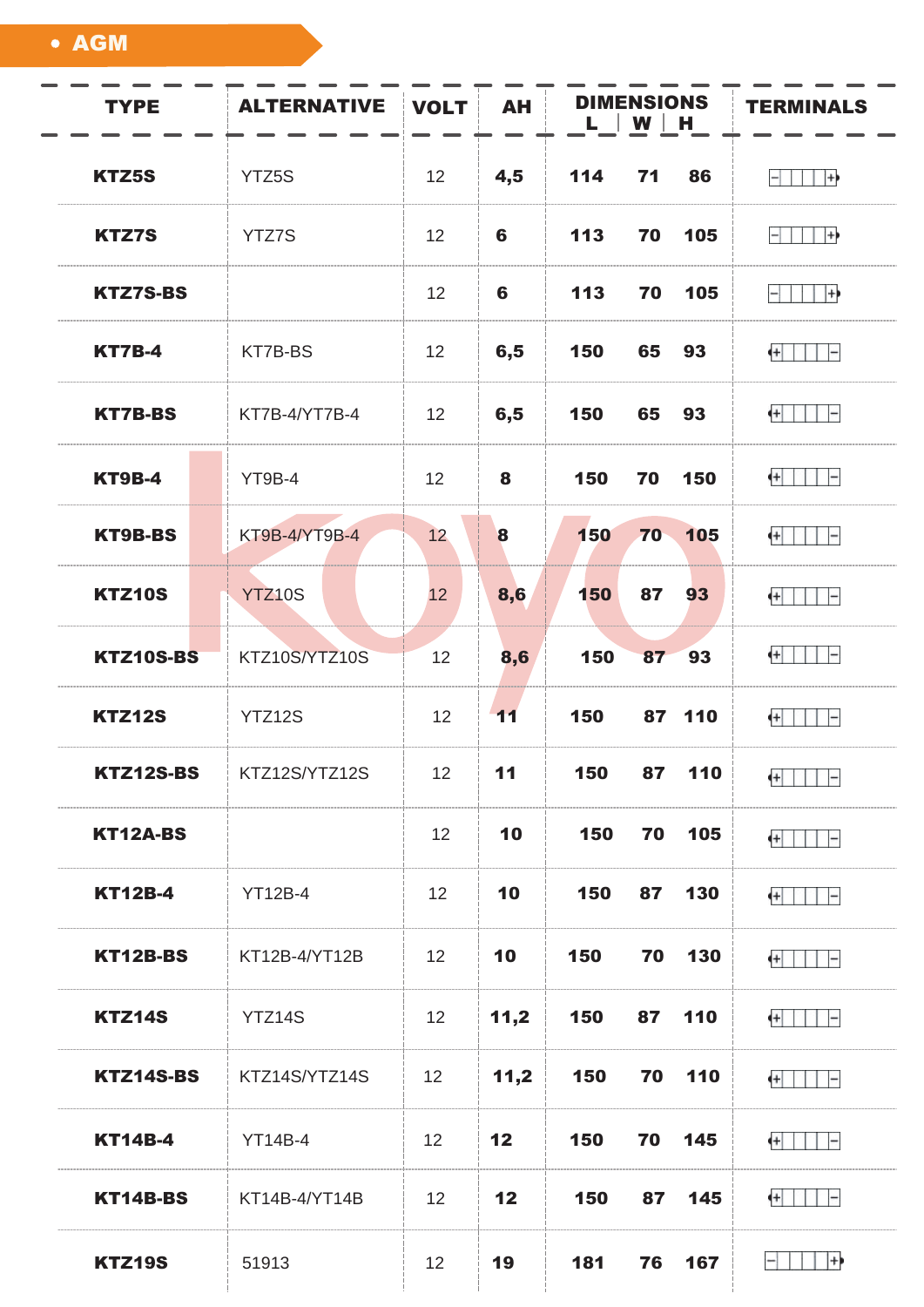## AGM

| TYPE | ALTERNATIVE | VOLT | AH | DIMENSIONS L | W | H | TERMINALS |
|---|---|---|---|---|---|---|---|
| KTZ5S | YTZ5S | 12 | 4,5 | 114 | 71 | 86 | - + |
| KTZ7S | YTZ7S | 12 | 6 | 113 | 70 | 105 | - + |
| KTZ7S-BS | | 12 | 6 | 113 | 70 | 105 | - + |
| KT7B-4 | KT7B-BS | 12 | 6,5 | 150 | 65 | 93 | + - |
| KT7B-BS | KT7B-4/YT7B-4 | 12 | 6,5 | 150 | 65 | 93 | + - |
| KT9B-4 | YT9B-4 | 12 | 8 | 150 | 70 | 150 | + - |
| KT9B-BS | KT9B-4/YT9B-4 | 12 | 8 | 150 | 70 | 105 | + - |
| KTZ10S | YTZ10S | 12 | 8,6 | 150 | 87 | 93 | + - |
| KTZ10S-BS | KTZ10S/YTZ10S | 12 | 8,6 | 150 | 87 | 93 | + - |
| KTZ12S | YTZ12S | 12 | 11 | 150 | 87 | 110 | + - |
| KTZ12S-BS | KTZ12S/YTZ12S | 12 | 11 | 150 | 87 | 110 | + - |
| KT12A-BS | | 12 | 10 | 150 | 70 | 105 | + - |
| KT12B-4 | YT12B-4 | 12 | 10 | 150 | 87 | 130 | + - |
| KT12B-BS | KT12B-4/YT12B | 12 | 10 | 150 | 70 | 130 | + - |
| KTZ14S | YTZ14S | 12 | 11,2 | 150 | 87 | 110 | + - |
| KTZ14S-BS | KTZ14S/YTZ14S | 12 | 11,2 | 150 | 70 | 110 | + - |
| KT14B-4 | YT14B-4 | 12 | 12 | 150 | 70 | 145 | + - |
| KT14B-BS | KT14B-4/YT14B | 12 | 12 | 150 | 87 | 145 | + - |
| KTZ19S | 51913 | 12 | 19 | 181 | 76 | 167 | - + |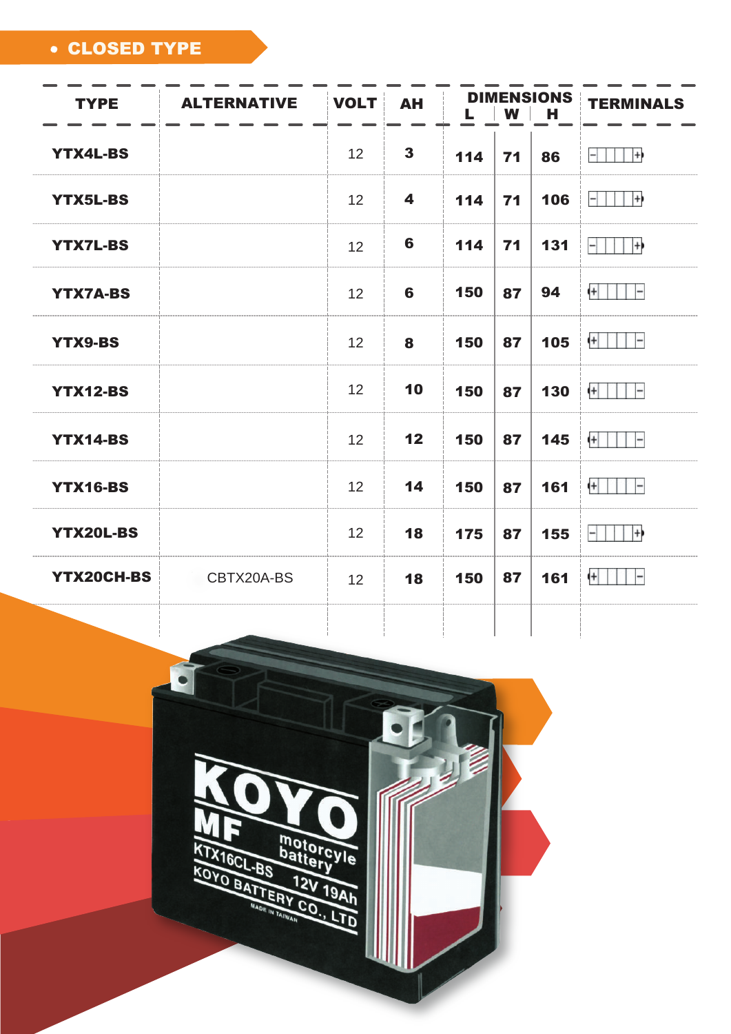## • CLOSED TYPE

| TYPE | ALTERNATIVE | VOLT | AH | DIMENSIONS | | | TERMINALS |
|---|---|---|---|---|---|---|---|
| | | | | L | W | H | |
| YTX4L-BS | | 12 | 3 | 114 | 71 | 86 | - + |
| YTX5L-BS | | 12 | 4 | 114 | 71 | 106 | - + |
| YTX7L-BS | | 12 | 6 | 114 | 71 | 131 | - + |
| YTX7A-BS | | 12 | 6 | 150 | 87 | 94 | + - |
| YTX9-BS | | 12 | 8 | 150 | 87 | 105 | + - |
| YTX12-BS | | 12 | 10 | 150 | 87 | 130 | + - |
| YTX14-BS | | 12 | 12 | 150 | 87 | 145 | + - |
| YTX16-BS | | 12 | 14 | 150 | 87 | 161 | + - |
| YTX20L-BS | | 12 | 18 | 175 | 87 | 155 | - + |
| YTX20CH-BS | CBTX20A-BS | 12 | 18 | 150 | 87 | 161 | + - |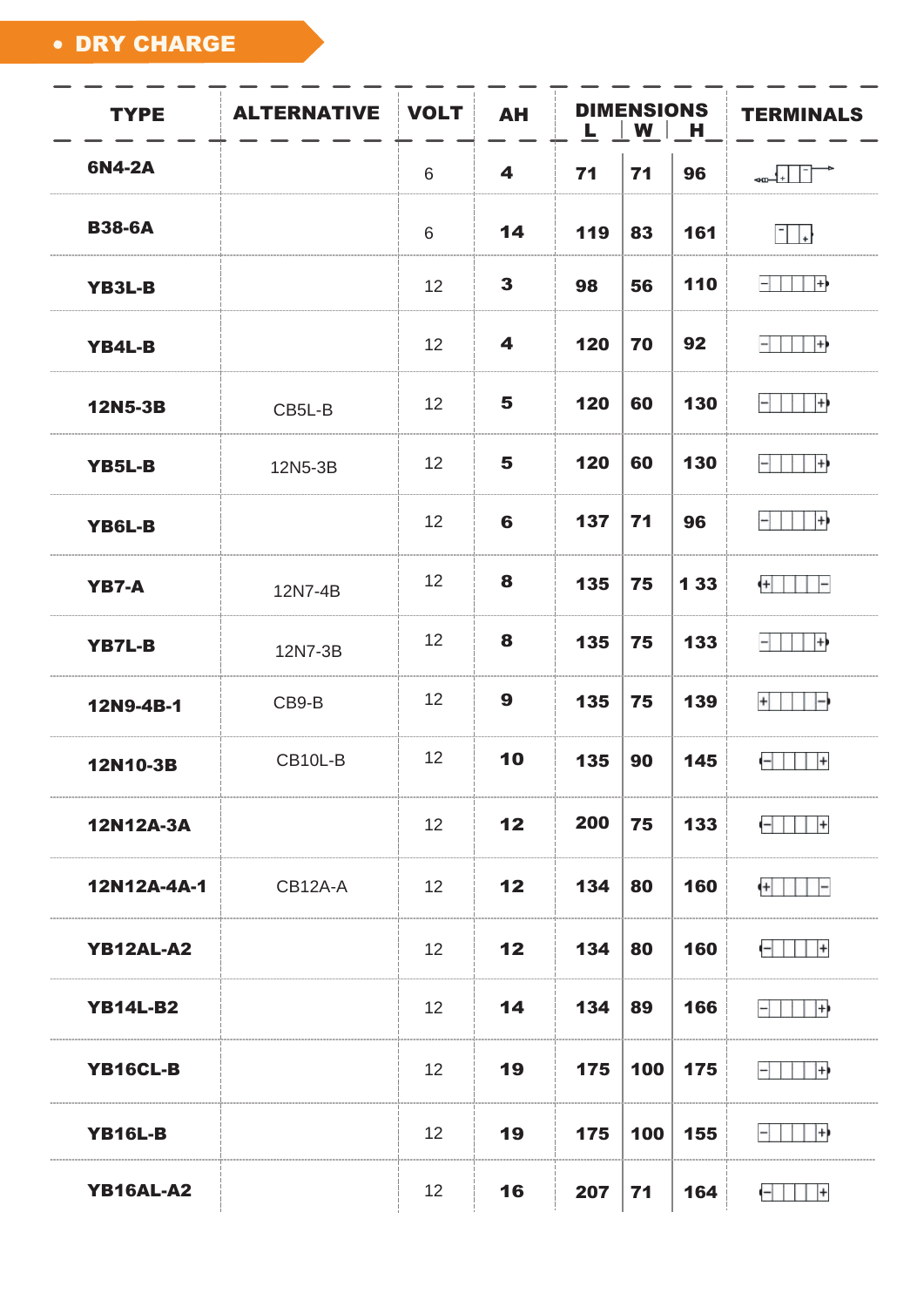## • DRY CHARGE

| TYPE | ALTERNATIVE | VOLT | AH | DIMENSIONS L | W | H | TERMINALS |
|---|---|---|---|---|---|---|---|
| 6N4-2A | | 6 | 4 | 71 | 71 | 96 | |
| B38-6A | | 6 | 14 | 119 | 83 | 161 | |
| YB3L-B | | 12 | 3 | 98 | 56 | 110 | |
| YB4L-B | | 12 | 4 | 120 | 70 | 92 | |
| 12N5-3B | CB5L-B | 12 | 5 | 120 | 60 | 130 | |
| YB5L-B | 12N5-3B | 12 | 5 | 120 | 60 | 130 | |
| YB6L-B | | 12 | 6 | 137 | 71 | 96 | |
| YB7-A | 12N7-4B | 12 | 8 | 135 | 75 | 1 33 | |
| YB7L-B | 12N7-3B | 12 | 8 | 135 | 75 | 133 | |
| 12N9-4B-1 | CB9-B | 12 | 9 | 135 | 75 | 139 | |
| 12N10-3B | CB10L-B | 12 | 10 | 135 | 90 | 145 | |
| 12N12A-3A | | 12 | 12 | 200 | 75 | 133 | |
| 12N12A-4A-1 | CB12A-A | 12 | 12 | 134 | 80 | 160 | |
| YB12AL-A2 | | 12 | 12 | 134 | 80 | 160 | |
| YB14L-B2 | | 12 | 14 | 134 | 89 | 166 | |
| YB16CL-B | | 12 | 19 | 175 | 100 | 175 | |
| YB16L-B | | 12 | 19 | 175 | 100 | 155 | |
| YB16AL-A2 | | 12 | 16 | 207 | 71 | 164 | |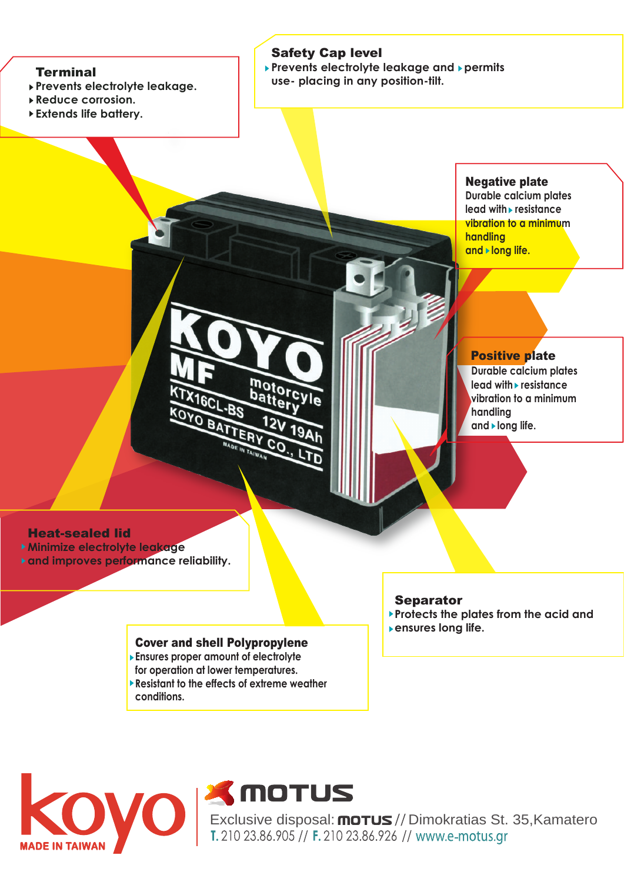### Terminal

- Prevents electrolyte leakage.
- Reduce corrosion.
- Extends life battery.

### Safety Cap level

- Prevents electrolyte leakage and permits use- placing in any position-tilt.

### Negative plate

Durable calcium plates lead with resistance vibration to a minimum handling and long life.

### Positive plate

Durable calcium plates lead with resistance vibration to a minimum handling and long life.

KOYO MF motorcyle battery KTX16CL-BS 12V 19Ah KOYO BATTERY CO., LTD MADE IN TAIWAN

### Heat-sealed lid

- Minimize electrolyte leakage
- and improves performance reliability.

### Separator

- Protects the plates from the acid and
- ensures long life.

### Cover and shell Polypropylene

- Ensures proper amount of electrolyte for operation at lower temperatures.
- Resistant to the effects of extreme weather conditions.

koyo MADE IN TAIWAN

MOTUS

Exclusive disposal: MOTUS // Dimokratias St. 35,Kamatero
T. 210 23.86.905 // F. 210 23.86.926 // www.e-motus.gr